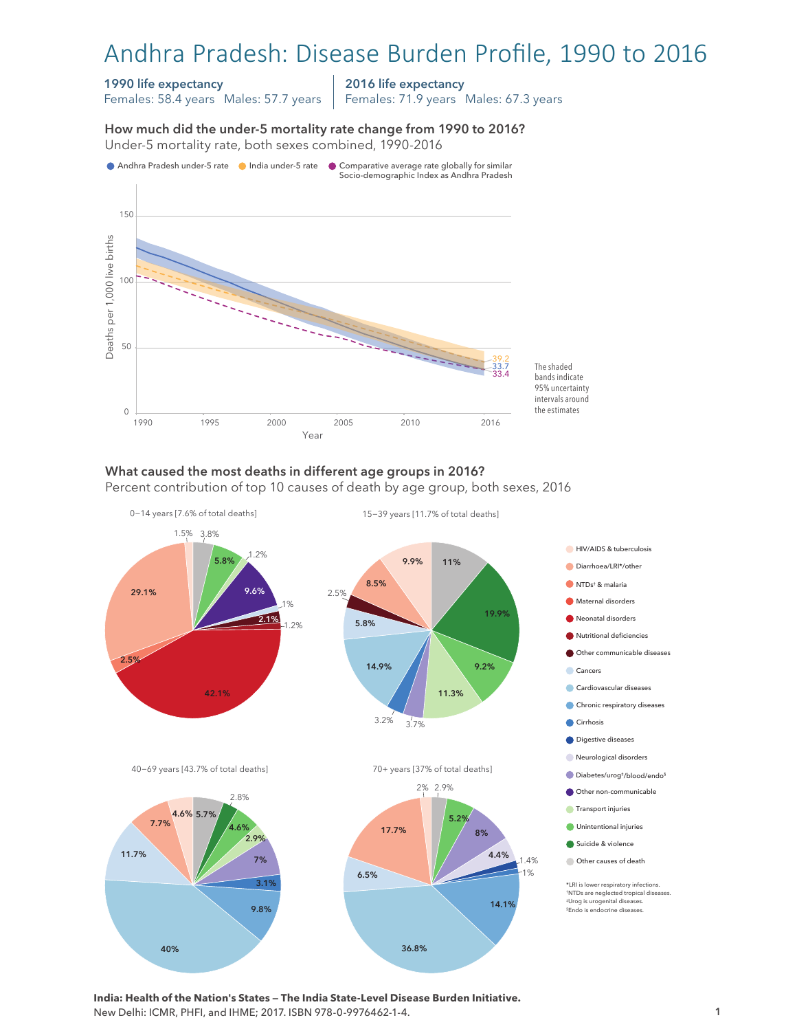# Andhra Pradesh: Disease Burden Profile, 1990 to 2016

**1990 life expectancy**
Females: 58.4 years  Males: 57.7 years

**2016 life expectancy**
Females: 71.9 years  Males: 67.3 years

### How much did the under-5 mortality rate change from 1990 to 2016?

Under-5 mortality rate, both sexes combined, 1990-2016

Andhra Pradesh under-5 rate
India under-5 rate
Comparative average rate globally for similar Socio-demographic Index as Andhra Pradesh

Deaths per 1,000 live births
150
100
50
0
1990
1995
2000
2005
2010
2016
Year

39.2
33.7
33.4

The shaded bands indicate 95% uncertainty intervals around the estimates

### What caused the most deaths in different age groups in 2016?

Percent contribution of top 10 causes of death by age group, both sexes, 2016

0–14 years [7.6% of total deaths]
1.5% 3.8% 5.8% 1.2% 9.6% 1% 2.1% 1.2% 42.1% 2.5% 29.1%

15–39 years [11.7% of total deaths]
11% 19.9% 9.2% 11.3% 3.7% 3.2% 14.9% 5.8% 2.5% 8.5% 9.9%

40–69 years [43.7% of total deaths]
5.7% 2.8% 4.6% 2.9% 7% 3.1% 9.8% 40% 11.7% 7.7% 4.6%

70+ years [37% of total deaths]
2% 2.9% 5.2% 8% 4.4% 1.4% 1% 14.1% 36.8% 6.5% 17.7%

HIV/AIDS & tuberculosis
Diarrhoea/LRI*/other
NTDs† & malaria
Maternal disorders
Neonatal disorders
Nutritional deficiencies
Other communicable diseases
Cancers
Cardiovascular diseases
Chronic respiratory diseases
Cirrhosis
Digestive diseases
Neurological disorders
Diabetes/urog‡/blood/endo§
Other non-communicable
Transport injuries
Unintentional injuries
Suicide & violence
Other causes of death

*LRI is lower respiratory infections.
†NTDs are neglected tropical diseases.
‡Urog is urogenital diseases.
§Endo is endocrine diseases.

**India: Health of the Nation's States — The India State-Level Disease Burden Initiative.**
New Delhi: ICMR, PHFI, and IHME; 2017. ISBN 978-0-9976462-1-4.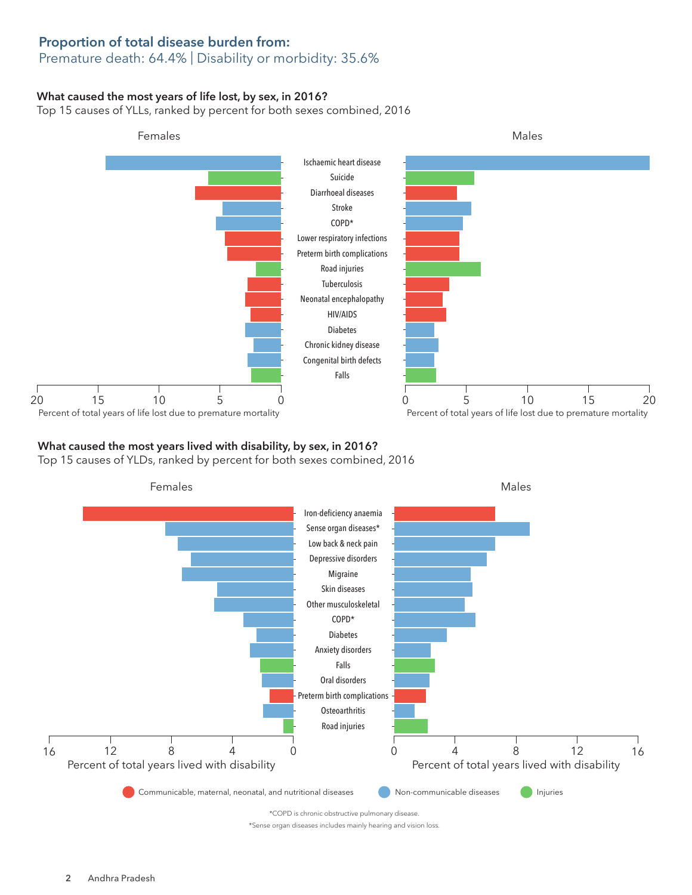## Proportion of total disease burden from:

Premature death: 64.4% | Disability or morbidity: 35.6%

### What caused the most years of life lost, by sex, in 2016?

Top 15 causes of YLLs, ranked by percent for both sexes combined, 2016

Females | Males

- Ischaemic heart disease
- Suicide
- Diarrhoeal diseases
- Stroke
- COPD*
- Lower respiratory infections
- Preterm birth complications
- Road injuries
- Tuberculosis
- Neonatal encephalopathy
- HIV/AIDS
- Diabetes
- Chronic kidney disease
- Congenital birth defects
- Falls

Percent of total years of life lost due to premature mortality

### What caused the most years lived with disability, by sex, in 2016?

Top 15 causes of YLDs, ranked by percent for both sexes combined, 2016

Females | Males

- Iron-deficiency anaemia
- Sense organ diseases*
- Low back & neck pain
- Depressive disorders
- Migraine
- Skin diseases
- Other musculoskeletal
- COPD*
- Diabetes
- Anxiety disorders
- Falls
- Oral disorders
- Preterm birth complications
- Osteoarthritis
- Road injuries

Percent of total years lived with disability

Communicable, maternal, neonatal, and nutritional diseases | Non-communicable diseases | Injuries

*COPD is chronic obstructive pulmonary disease.

*Sense organ diseases includes mainly hearing and vision loss.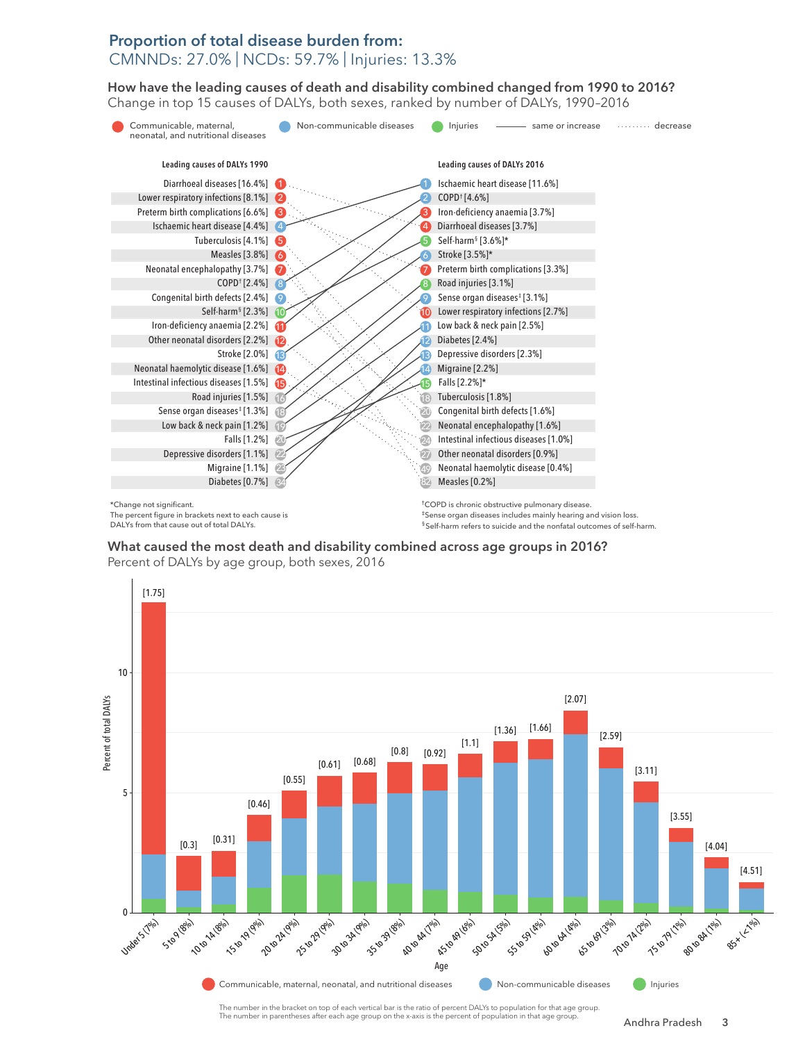## Proportion of total disease burden from:

CMNNDs: 27.0% | NCDs: 59.7% | Injuries: 13.3%

### How have the leading causes of death and disability combined changed from 1990 to 2016?

Change in top 15 causes of DALYs, both sexes, ranked by number of DALYs, 1990–2016

Communicable, maternal, neonatal, and nutritional diseases | Non-communicable diseases | Injuries | same or increase | decrease

Leading causes of DALYs 1990

1 Diarrhoeal diseases [16.4%]
2 Lower respiratory infections [8.1%]
3 Preterm birth complications [6.6%]
4 Ischaemic heart disease [4.4%]
5 Tuberculosis [4.1%]
6 Measles [3.8%]
7 Neonatal encephalopathy [3.7%]
8 COPD† [2.4%]
9 Congenital birth defects [2.4%]
10 Self-harm§ [2.3%]
11 Iron-deficiency anaemia [2.2%]
12 Other neonatal disorders [2.2%]
13 Stroke [2.0%]
14 Neonatal haemolytic disease [1.6%]
15 Intestinal infectious diseases [1.5%]
16 Road injuries [1.5%]
18 Sense organ diseases‡ [1.3%]
19 Low back & neck pain [1.2%]
20 Falls [1.2%]
22 Depressive disorders [1.1%]
23 Migraine [1.1%]
34 Diabetes [0.7%]

Leading causes of DALYs 2016

1 Ischaemic heart disease [11.6%]
2 COPD† [4.6%]
3 Iron-deficiency anaemia [3.7%]
4 Diarrhoeal diseases [3.7%]
5 Self-harm§ [3.6%]*
6 Stroke [3.5%]*
7 Preterm birth complications [3.3%]
8 Road injuries [3.1%]
9 Sense organ diseases‡ [3.1%]
10 Lower respiratory infections [2.7%]
11 Low back & neck pain [2.5%]
12 Diabetes [2.4%]
13 Depressive disorders [2.3%]
14 Migraine [2.2%]
15 Falls [2.2%]*
18 Tuberculosis [1.8%]
20 Congenital birth defects [1.6%]
22 Neonatal encephalopathy [1.6%]
24 Intestinal infectious diseases [1.0%]
27 Other neonatal disorders [0.9%]
49 Neonatal haemolytic disease [0.4%]
82 Measles [0.2%]

*Change not significant.
The percent figure in brackets next to each cause is DALYs from that cause out of total DALYs.

†COPD is chronic obstructive pulmonary disease.
‡Sense organ diseases includes mainly hearing and vision loss.
§Self-harm refers to suicide and the nonfatal outcomes of self-harm.

### What caused the most death and disability combined across age groups in 2016?

Percent of DALYs by age group, both sexes, 2016

Percent of total DALYs

0
5
10

[1.75] [0.3] [0.31] [0.46] [0.55] [0.61] [0.68] [0.8] [0.92] [1.1] [1.36] [1.66] [2.07] [2.59] [3.11] [3.55] [4.04] [4.51]

Under 5 (7%), 5 to 9 (8%), 10 to 14 (8%), 15 to 19 (9%), 20 to 24 (9%), 25 to 29 (9%), 30 to 34 (9%), 35 to 39 (8%), 40 to 44 (7%), 45 to 49 (6%), 50 to 54 (5%), 55 to 59 (4%), 60 to 64 (4%), 65 to 69 (3%), 70 to 74 (2%), 75 to 79 (1%), 80 to 84 (1%), 85+ (<1%)

Age

Communicable, maternal, neonatal, and nutritional diseases | Non-communicable diseases | Injuries

The number in the bracket on top of each vertical bar is the ratio of percent DALYs to population for that age group.
The number in parentheses after each age group on the x-axis is the percent of population in that age group.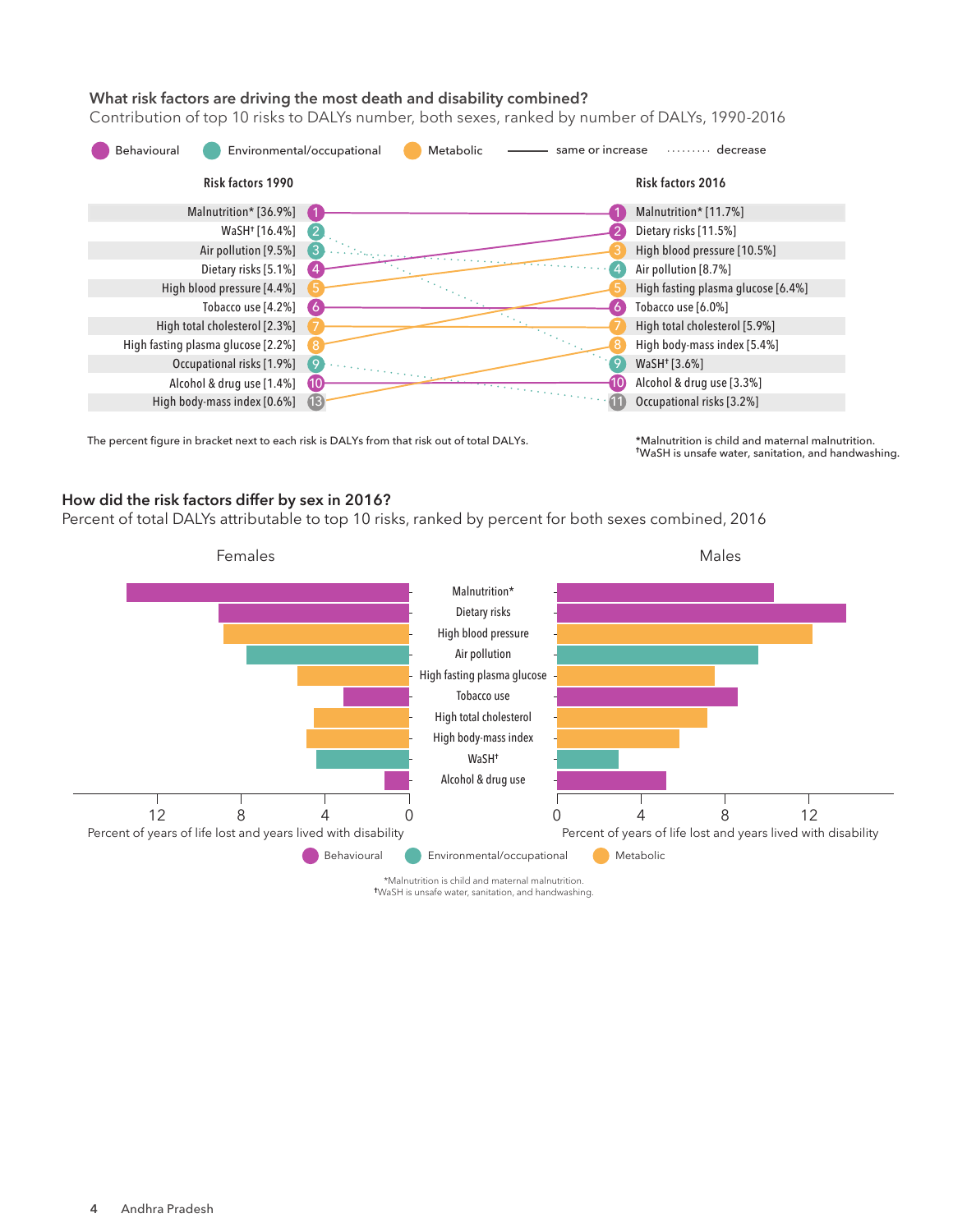### What risk factors are driving the most death and disability combined?

Contribution of top 10 risks to DALYs number, both sexes, ranked by number of DALYs, 1990-2016

Behavioural
Environmental/occupational
Metabolic
same or increase
decrease

Risk factors 1990

1 Malnutrition* [36.9%]
2 WaSH† [16.4%]
3 Air pollution [9.5%]
4 Dietary risks [5.1%]
5 High blood pressure [4.4%]
6 Tobacco use [4.2%]
7 High total cholesterol [2.3%]
8 High fasting plasma glucose [2.2%]
9 Occupational risks [1.9%]
10 Alcohol & drug use [1.4%]
13 High body-mass index [0.6%]

Risk factors 2016

1 Malnutrition* [11.7%]
2 Dietary risks [11.5%]
3 High blood pressure [10.5%]
4 Air pollution [8.7%]
5 High fasting plasma glucose [6.4%]
6 Tobacco use [6.0%]
7 High total cholesterol [5.9%]
8 High body-mass index [5.4%]
9 WaSH† [3.6%]
10 Alcohol & drug use [3.3%]
11 Occupational risks [3.2%]

The percent figure in bracket next to each risk is DALYs from that risk out of total DALYs.

*Malnutrition is child and maternal malnutrition.
†WaSH is unsafe water, sanitation, and handwashing.

### How did the risk factors differ by sex in 2016?

Percent of total DALYs attributable to top 10 risks, ranked by percent for both sexes combined, 2016

Females

Males

Malnutrition*
Dietary risks
High blood pressure
Air pollution
High fasting plasma glucose
Tobacco use
High total cholesterol
High body-mass index
WaSH†
Alcohol & drug use

12 8 4 0

0 4 8 12

Percent of years of life lost and years lived with disability

Percent of years of life lost and years lived with disability

Behavioural
Environmental/occupational
Metabolic

*Malnutrition is child and maternal malnutrition.
†WaSH is unsafe water, sanitation, and handwashing.